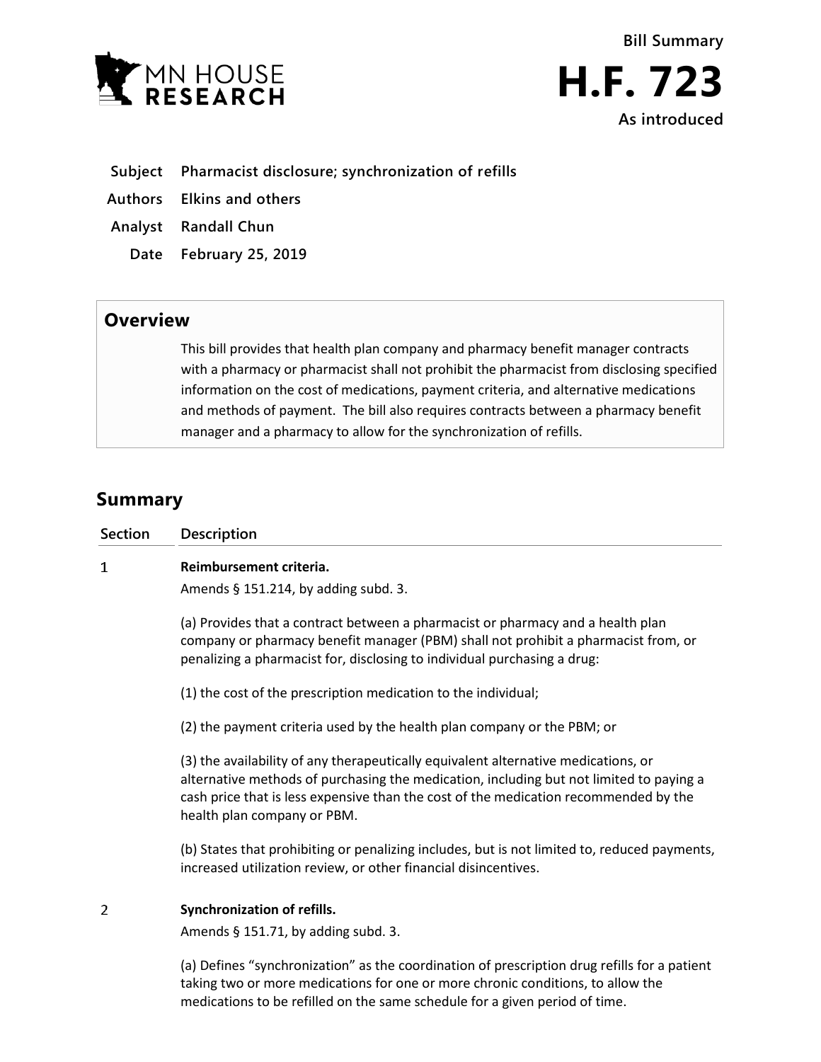MN HOUSE RESEARCH

**Bill Summary**

# H.F. 723

**As introduced**

| | |
|---|---|
| **Subject** | **Pharmacist disclosure; synchronization of refills** |
| **Authors** | **Elkins and others** |
| **Analyst** | **Randall Chun** |
| **Date** | **February 25, 2019** |

## Overview

This bill provides that health plan company and pharmacy benefit manager contracts with a pharmacy or pharmacist shall not prohibit the pharmacist from disclosing specified information on the cost of medications, payment criteria, and alternative medications and methods of payment. The bill also requires contracts between a pharmacy benefit manager and a pharmacy to allow for the synchronization of refills.

## Summary

| Section | Description |
|---|---|
| 1 | **Reimbursement criteria.**<br><br>Amends § 151.214, by adding subd. 3.<br><br>(a) Provides that a contract between a pharmacist or pharmacy and a health plan company or pharmacy benefit manager (PBM) shall not prohibit a pharmacist from, or penalizing a pharmacist for, disclosing to individual purchasing a drug:<br><br>(1) the cost of the prescription medication to the individual;<br><br>(2) the payment criteria used by the health plan company or the PBM; or<br><br>(3) the availability of any therapeutically equivalent alternative medications, or alternative methods of purchasing the medication, including but not limited to paying a cash price that is less expensive than the cost of the medication recommended by the health plan company or PBM.<br><br>(b) States that prohibiting or penalizing includes, but is not limited to, reduced payments, increased utilization review, or other financial disincentives. |
| 2 | **Synchronization of refills.**<br><br>Amends § 151.71, by adding subd. 3.<br><br>(a) Defines "synchronization" as the coordination of prescription drug refills for a patient taking two or more medications for one or more chronic conditions, to allow the medications to be refilled on the same schedule for a given period of time. |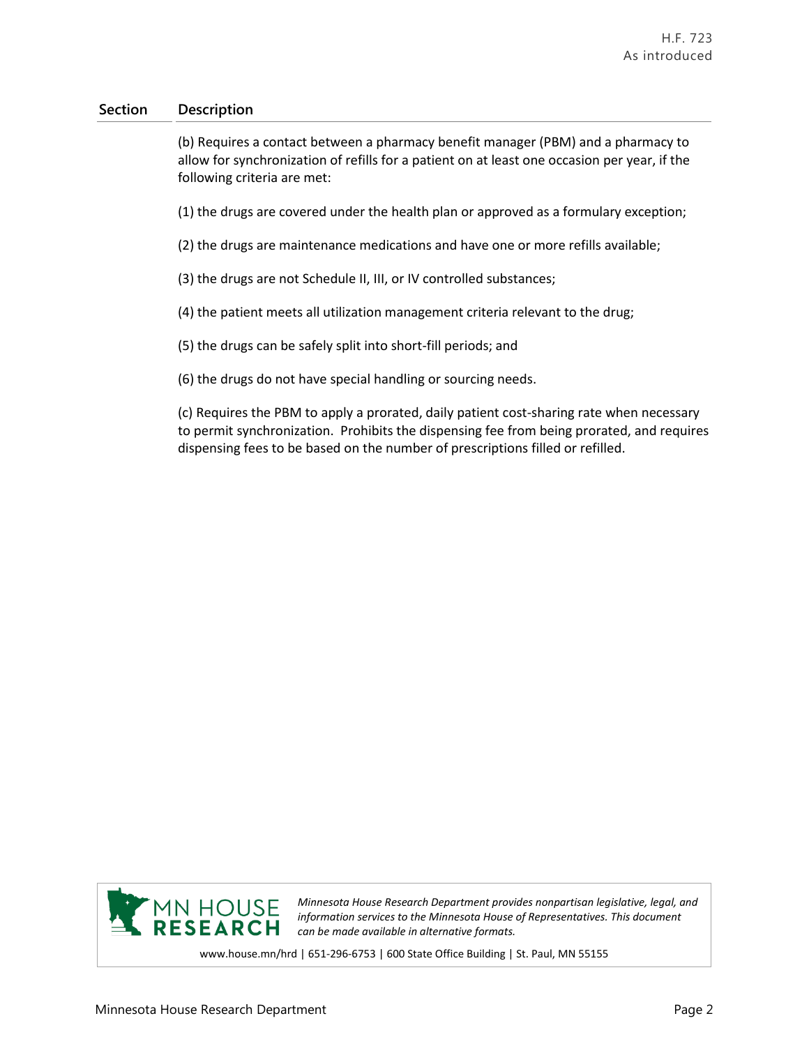| Section | Description |
|---|---|
| | (b) Requires a contact between a pharmacy benefit manager (PBM) and a pharmacy to allow for synchronization of refills for a patient on at least one occasion per year, if the following criteria are met:<br><br>(1) the drugs are covered under the health plan or approved as a formulary exception;<br><br>(2) the drugs are maintenance medications and have one or more refills available;<br><br>(3) the drugs are not Schedule II, III, or IV controlled substances;<br><br>(4) the patient meets all utilization management criteria relevant to the drug;<br><br>(5) the drugs can be safely split into short-fill periods; and<br><br>(6) the drugs do not have special handling or sourcing needs.<br><br>(c) Requires the PBM to apply a prorated, daily patient cost-sharing rate when necessary to permit synchronization. Prohibits the dispensing fee from being prorated, and requires dispensing fees to be based on the number of prescriptions filled or refilled. |

MN HOUSE RESEARCH

*Minnesota House Research Department provides nonpartisan legislative, legal, and information services to the Minnesota House of Representatives. This document can be made available in alternative formats.*

www.house.mn/hrd | 651-296-6753 | 600 State Office Building | St. Paul, MN 55155